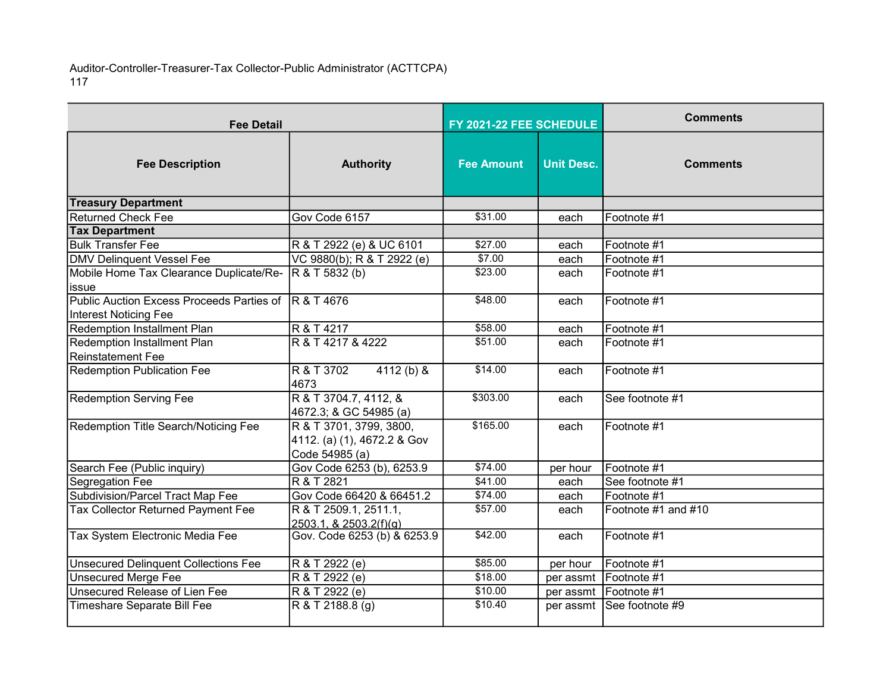Auditor-Controller-Treasurer-Tax Collector-Public Administrator (ACTTCPA)
117

| Fee Detail | | FY 2021-22 FEE SCHEDULE | | Comments |
|---|---|---|---|---|
| **Fee Description** | **Authority** | **Fee Amount** | **Unit Desc.** | **Comments** |
| **Treasury Department** | | | | |
| Returned Check Fee | Gov Code 6157 | $31.00 | each | Footnote #1 |
| **Tax Department** | | | | |
| Bulk Transfer Fee | R & T 2922 (e) & UC 6101 | $27.00 | each | Footnote #1 |
| DMV Delinquent Vessel Fee | VC 9880(b); R & T 2922 (e) | $7.00 | each | Footnote #1 |
| Mobile Home Tax Clearance Duplicate/Re-issue | R & T 5832 (b) | $23.00 | each | Footnote #1 |
| Public Auction Excess Proceeds Parties of Interest Noticing Fee | R & T 4676 | $48.00 | each | Footnote #1 |
| Redemption Installment Plan | R & T 4217 | $58.00 | each | Footnote #1 |
| Redemption Installment Plan Reinstatement Fee | R & T 4217 & 4222 | $51.00 | each | Footnote #1 |
| Redemption Publication Fee | R & T 3702 4112 (b) & 4673 | $14.00 | each | Footnote #1 |
| Redemption Serving Fee | R & T 3704.7, 4112, & 4672.3; & GC 54985 (a) | $303.00 | each | See footnote #1 |
| Redemption Title Search/Noticing Fee | R & T 3701, 3799, 3800, 4112. (a) (1), 4672.2 & Gov Code 54985 (a) | $165.00 | each | Footnote #1 |
| Search Fee (Public inquiry) | Gov Code 6253 (b), 6253.9 | $74.00 | per hour | Footnote #1 |
| Segregation Fee | R & T 2821 | $41.00 | each | See footnote #1 |
| Subdivision/Parcel Tract Map Fee | Gov Code 66420 & 66451.2 | $74.00 | each | Footnote #1 |
| Tax Collector Returned Payment Fee | R & T 2509.1, 2511.1, 2503.1, & 2503.2(f)(g) | $57.00 | each | Footnote #1 and #10 |
| Tax System Electronic Media Fee | Gov. Code 6253 (b) & 6253.9 | $42.00 | each | Footnote #1 |
| Unsecured Delinquent Collections Fee | R & T 2922 (e) | $85.00 | per hour | Footnote #1 |
| Unsecured Merge Fee | R & T 2922 (e) | $18.00 | per assmt | Footnote #1 |
| Unsecured Release of Lien Fee | R & T 2922 (e) | $10.00 | per assmt | Footnote #1 |
| Timeshare Separate Bill Fee | R & T 2188.8 (g) | $10.40 | per assmt | See footnote #9 |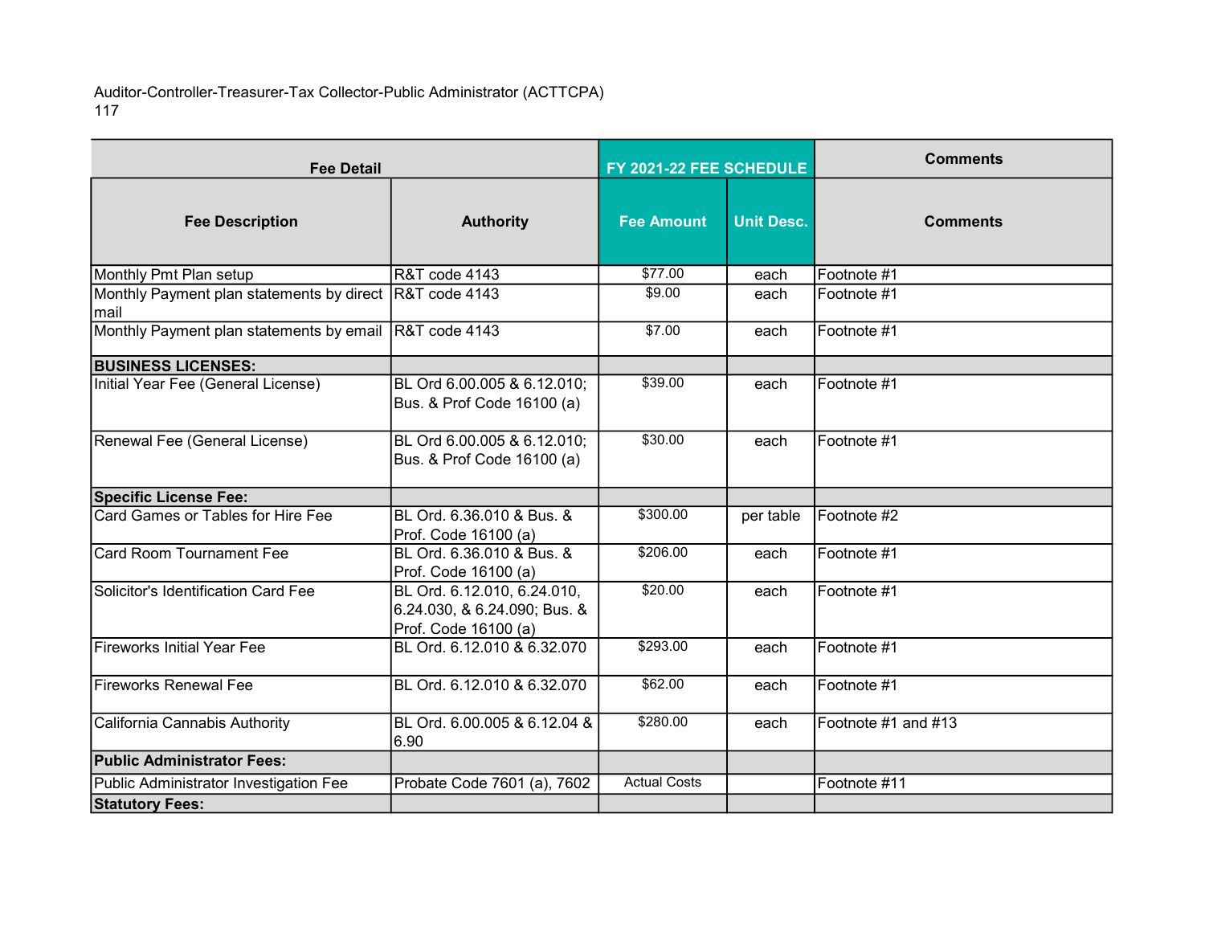Auditor-Controller-Treasurer-Tax Collector-Public Administrator (ACTTCPA)
117

| Fee Detail | | FY 2021-22 FEE SCHEDULE | | Comments |
|---|---|---|---|---|
| **Fee Description** | **Authority** | **Fee Amount** | **Unit Desc.** | **Comments** |
| Monthly Pmt Plan setup | R&T code 4143 | $77.00 | each | Footnote #1 |
| Monthly Payment plan statements by direct mail | R&T code 4143 | $9.00 | each | Footnote #1 |
| Monthly Payment plan statements by email | R&T code 4143 | $7.00 | each | Footnote #1 |
| **BUSINESS LICENSES:** | | | | |
| Initial Year Fee (General License) | BL Ord 6.00.005 & 6.12.010; Bus. & Prof Code 16100 (a) | $39.00 | each | Footnote #1 |
| Renewal Fee (General License) | BL Ord 6.00.005 & 6.12.010; Bus. & Prof Code 16100 (a) | $30.00 | each | Footnote #1 |
| **Specific License Fee:** | | | | |
| Card Games or Tables for Hire Fee | BL Ord. 6.36.010 & Bus. & Prof. Code 16100 (a) | $300.00 | per table | Footnote #2 |
| Card Room Tournament Fee | BL Ord. 6.36.010 & Bus. & Prof. Code 16100 (a) | $206.00 | each | Footnote #1 |
| Solicitor's Identification Card Fee | BL Ord. 6.12.010, 6.24.010, 6.24.030, & 6.24.090; Bus. & Prof. Code 16100 (a) | $20.00 | each | Footnote #1 |
| Fireworks Initial Year Fee | BL Ord. 6.12.010 & 6.32.070 | $293.00 | each | Footnote #1 |
| Fireworks Renewal Fee | BL Ord. 6.12.010 & 6.32.070 | $62.00 | each | Footnote #1 |
| California Cannabis Authority | BL Ord. 6.00.005 & 6.12.04 & 6.90 | $280.00 | each | Footnote #1 and #13 |
| **Public Administrator Fees:** | | | | |
| Public Administrator Investigation Fee | Probate Code 7601 (a), 7602 | Actual Costs | | Footnote #11 |
| **Statutory Fees:** | | | | |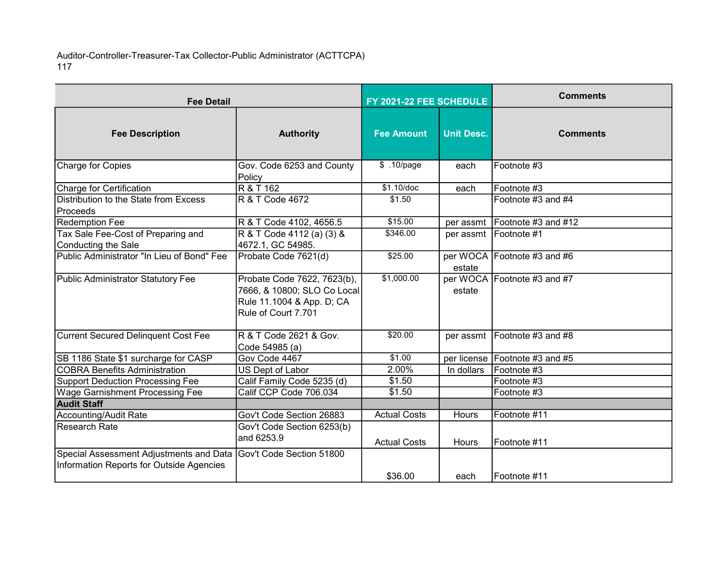Auditor-Controller-Treasurer-Tax Collector-Public Administrator (ACTTCPA)
117

| Fee Detail | | FY 2021-22 FEE SCHEDULE | | Comments |
|---|---|---|---|---|
| **Fee Description** | **Authority** | **Fee Amount** | **Unit Desc.** | **Comments** |
| Charge for Copies | Gov. Code 6253 and County Policy | $ .10/page | each | Footnote #3 |
| Charge for Certification | R & T 162 | $1.10/doc | each | Footnote #3 |
| Distribution to the State from Excess Proceeds | R & T Code 4672 | $1.50 | | Footnote #3 and #4 |
| Redemption Fee | R & T Code 4102, 4656.5 | $15.00 | per assmt | Footnote #3 and #12 |
| Tax Sale Fee-Cost of Preparing and Conducting the Sale | R & T Code 4112 (a) (3) & 4672.1, GC 54985. | $346.00 | per assmt | Footnote #1 |
| Public Administrator "In Lieu of Bond" Fee | Probate Code 7621(d) | $25.00 | per WOCA estate | Footnote #3 and #6 |
| Public Administrator Statutory Fee | Probate Code 7622, 7623(b), 7666, & 10800; SLO Co Local Rule 11.1004 & App. D; CA Rule of Court 7.701 | $1,000.00 | per WOCA estate | Footnote #3 and #7 |
| Current Secured Delinquent Cost Fee | R & T Code 2621 & Gov. Code 54985 (a) | $20.00 | per assmt | Footnote #3 and #8 |
| SB 1186 State $1 surcharge for CASP | Gov Code 4467 | $1.00 | per license | Footnote #3 and #5 |
| COBRA Benefits Administration | US Dept of Labor | 2.00% | In dollars | Footnote #3 |
| Support Deduction Processing Fee | Calif Family Code 5235 (d) | $1.50 | | Footnote #3 |
| Wage Garnishment Processing Fee | Calif CCP Code 706.034 | $1.50 | | Footnote #3 |
| **Audit Staff** | | | | |
| Accounting/Audit Rate | Gov't Code Section 26883 | Actual Costs | Hours | Footnote #11 |
| Research Rate | Gov't Code Section 6253(b) and 6253.9 | Actual Costs | Hours | Footnote #11 |
| Special Assessment Adjustments and Data Information Reports for Outside Agencies | Gov't Code Section 51800 | $36.00 | each | Footnote #11 |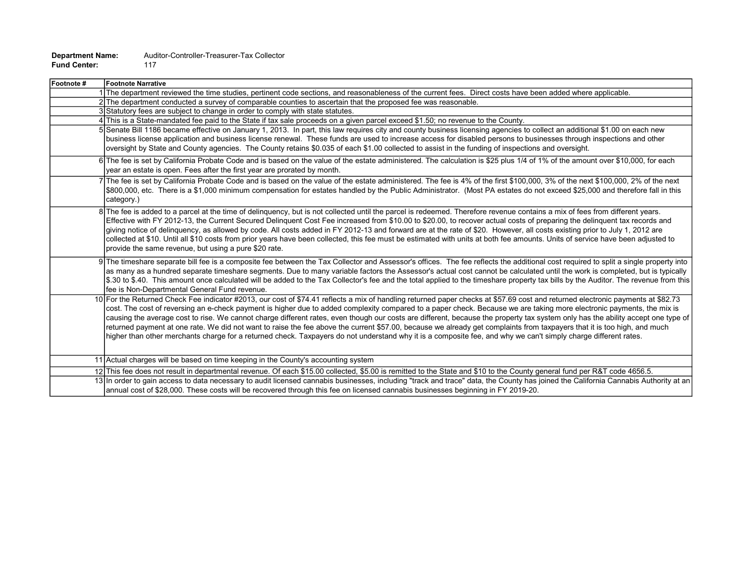**Department Name:** Auditor-Controller-Treasurer-Tax Collector
**Fund Center:** 117

| Footnote # | Footnote Narrative |
|---|---|
| 1 | The department reviewed the time studies, pertinent code sections, and reasonableness of the current fees. Direct costs have been added where applicable. |
| 2 | The department conducted a survey of comparable counties to ascertain that the proposed fee was reasonable. |
| 3 | Statutory fees are subject to change in order to comply with state statutes. |
| 4 | This is a State-mandated fee paid to the State if tax sale proceeds on a given parcel exceed $1.50; no revenue to the County. |
| 5 | Senate Bill 1186 became effective on January 1, 2013. In part, this law requires city and county business licensing agencies to collect an additional $1.00 on each new business license application and business license renewal. These funds are used to increase access for disabled persons to businesses through inspections and other oversight by State and County agencies. The County retains $0.035 of each $1.00 collected to assist in the funding of inspections and oversight. |
| 6 | The fee is set by California Probate Code and is based on the value of the estate administered. The calculation is $25 plus 1/4 of 1% of the amount over $10,000, for each year an estate is open. Fees after the first year are prorated by month. |
| 7 | The fee is set by California Probate Code and is based on the value of the estate administered. The fee is 4% of the first $100,000, 3% of the next $100,000, 2% of the next $800,000, etc. There is a $1,000 minimum compensation for estates handled by the Public Administrator. (Most PA estates do not exceed $25,000 and therefore fall in this category.) |
| 8 | The fee is added to a parcel at the time of delinquency, but is not collected until the parcel is redeemed. Therefore revenue contains a mix of fees from different years. Effective with FY 2012-13, the Current Secured Delinquent Cost Fee increased from $10.00 to $20.00, to recover actual costs of preparing the delinquent tax records and giving notice of delinquency, as allowed by code. All costs added in FY 2012-13 and forward are at the rate of $20. However, all costs existing prior to July 1, 2012 are collected at $10. Until all $10 costs from prior years have been collected, this fee must be estimated with units at both fee amounts. Units of service have been adjusted to provide the same revenue, but using a pure $20 rate. |
| 9 | The timeshare separate bill fee is a composite fee between the Tax Collector and Assessor's offices. The fee reflects the additional cost required to split a single property into as many as a hundred separate timeshare segments. Due to many variable factors the Assessor's actual cost cannot be calculated until the work is completed, but is typically $.30 to $.40. This amount once calculated will be added to the Tax Collector's fee and the total applied to the timeshare property tax bills by the Auditor. The revenue from this fee is Non-Departmental General Fund revenue. |
| 10 | For the Returned Check Fee indicator #2013, our cost of $74.41 reflects a mix of handling returned paper checks at $57.69 cost and returned electronic payments at $82.73 cost. The cost of reversing an e-check payment is higher due to added complexity compared to a paper check. Because we are taking more electronic payments, the mix is causing the average cost to rise. We cannot charge different rates, even though our costs are different, because the property tax system only has the ability accept one type of returned payment at one rate. We did not want to raise the fee above the current $57.00, because we already get complaints from taxpayers that it is too high, and much higher than other merchants charge for a returned check. Taxpayers do not understand why it is a composite fee, and why we can't simply charge different rates. |
| 11 | Actual charges will be based on time keeping in the County's accounting system |
| 12 | This fee does not result in departmental revenue. Of each $15.00 collected, $5.00 is remitted to the State and $10 to the County general fund per R&T code 4656.5. |
| 13 | In order to gain access to data necessary to audit licensed cannabis businesses, including "track and trace" data, the County has joined the California Cannabis Authority at an annual cost of $28,000. These costs will be recovered through this fee on licensed cannabis businesses beginning in FY 2019-20. |